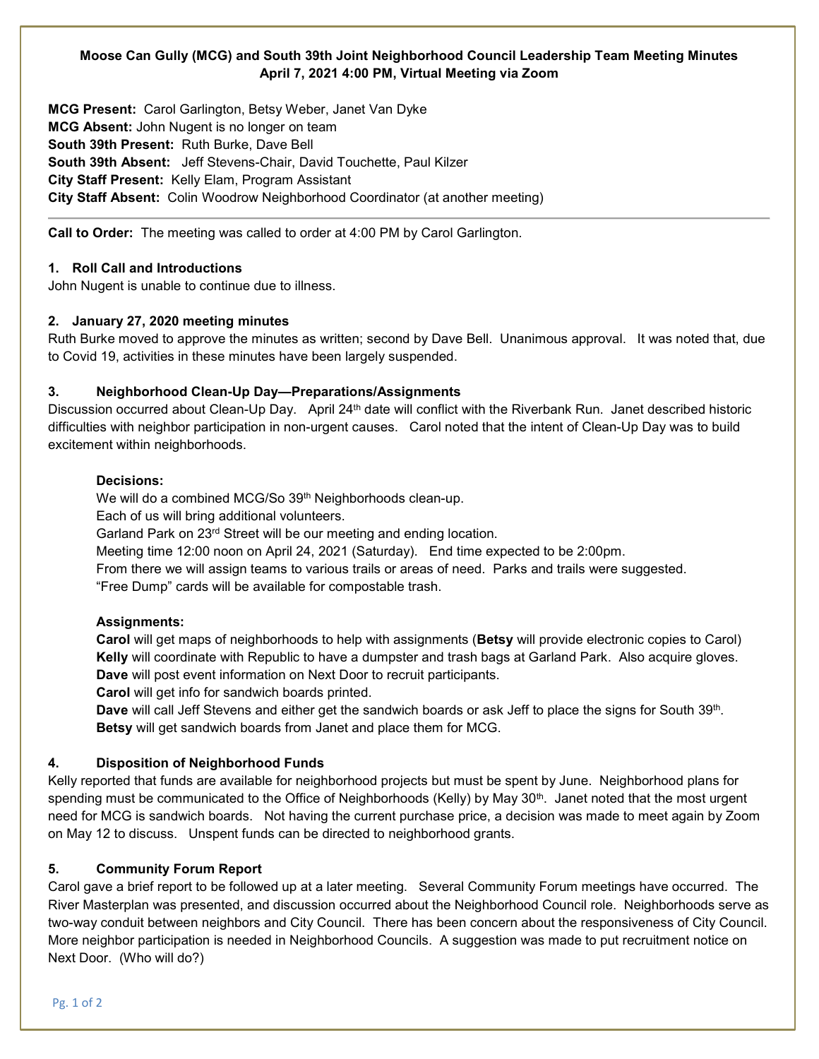**Moose Can Gully (MCG) and South 39th Joint Neighborhood Council Leadership Team Meeting Minutes**
**April 7, 2021 4:00 PM, Virtual Meeting via Zoom**

**MCG Present:** Carol Garlington, Betsy Weber, Janet Van Dyke
**MCG Absent:** John Nugent is no longer on team
**South 39th Present:** Ruth Burke, Dave Bell
**South 39th Absent:** Jeff Stevens-Chair, David Touchette, Paul Kilzer
**City Staff Present:** Kelly Elam, Program Assistant
**City Staff Absent:** Colin Woodrow Neighborhood Coordinator (at another meeting)

---

**Call to Order:** The meeting was called to order at 4:00 PM by Carol Garlington.

### 1. Roll Call and Introductions

John Nugent is unable to continue due to illness.

### 2. January 27, 2020 meeting minutes

Ruth Burke moved to approve the minutes as written; second by Dave Bell. Unanimous approval. It was noted that, due to Covid 19, activities in these minutes have been largely suspended.

### 3. Neighborhood Clean-Up Day—Preparations/Assignments

Discussion occurred about Clean-Up Day. April 24th date will conflict with the Riverbank Run. Janet described historic difficulties with neighbor participation in non-urgent causes. Carol noted that the intent of Clean-Up Day was to build excitement within neighborhoods.

**Decisions:**
We will do a combined MCG/So 39th Neighborhoods clean-up.
Each of us will bring additional volunteers.
Garland Park on 23rd Street will be our meeting and ending location.
Meeting time 12:00 noon on April 24, 2021 (Saturday). End time expected to be 2:00pm.
From there we will assign teams to various trails or areas of need. Parks and trails were suggested.
"Free Dump" cards will be available for compostable trash.

**Assignments:**
**Carol** will get maps of neighborhoods to help with assignments (**Betsy** will provide electronic copies to Carol)
**Kelly** will coordinate with Republic to have a dumpster and trash bags at Garland Park. Also acquire gloves.
**Dave** will post event information on Next Door to recruit participants.
**Carol** will get info for sandwich boards printed.
**Dave** will call Jeff Stevens and either get the sandwich boards or ask Jeff to place the signs for South 39th.
**Betsy** will get sandwich boards from Janet and place them for MCG.

### 4. Disposition of Neighborhood Funds

Kelly reported that funds are available for neighborhood projects but must be spent by June. Neighborhood plans for spending must be communicated to the Office of Neighborhoods (Kelly) by May 30th. Janet noted that the most urgent need for MCG is sandwich boards. Not having the current purchase price, a decision was made to meet again by Zoom on May 12 to discuss. Unspent funds can be directed to neighborhood grants.

### 5. Community Forum Report

Carol gave a brief report to be followed up at a later meeting. Several Community Forum meetings have occurred. The River Masterplan was presented, and discussion occurred about the Neighborhood Council role. Neighborhoods serve as two-way conduit between neighbors and City Council. There has been concern about the responsiveness of City Council. More neighbor participation is needed in Neighborhood Councils. A suggestion was made to put recruitment notice on Next Door. (Who will do?)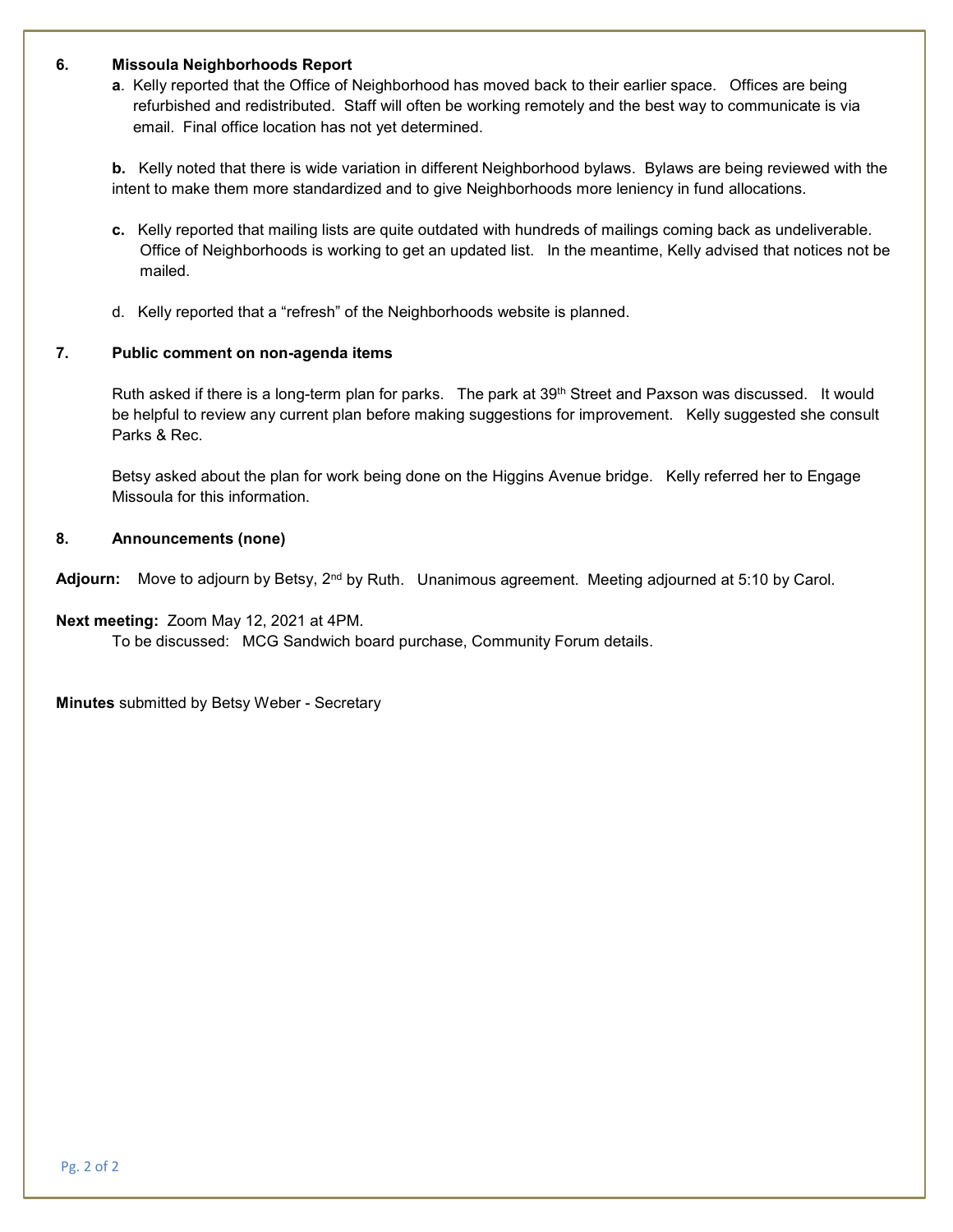**6. Missoula Neighborhoods Report**

**a**. Kelly reported that the Office of Neighborhood has moved back to their earlier space. Offices are being refurbished and redistributed. Staff will often be working remotely and the best way to communicate is via email. Final office location has not yet determined.

**b.** Kelly noted that there is wide variation in different Neighborhood bylaws. Bylaws are being reviewed with the intent to make them more standardized and to give Neighborhoods more leniency in fund allocations.

**c.** Kelly reported that mailing lists are quite outdated with hundreds of mailings coming back as undeliverable. Office of Neighborhoods is working to get an updated list. In the meantime, Kelly advised that notices not be mailed.

d. Kelly reported that a "refresh" of the Neighborhoods website is planned.

**7. Public comment on non-agenda items**

Ruth asked if there is a long-term plan for parks. The park at 39th Street and Paxson was discussed. It would be helpful to review any current plan before making suggestions for improvement. Kelly suggested she consult Parks & Rec.

Betsy asked about the plan for work being done on the Higgins Avenue bridge. Kelly referred her to Engage Missoula for this information.

**8. Announcements (none)**

**Adjourn:** Move to adjourn by Betsy, 2nd by Ruth. Unanimous agreement. Meeting adjourned at 5:10 by Carol.

**Next meeting:** Zoom May 12, 2021 at 4PM.

To be discussed: MCG Sandwich board purchase, Community Forum details.

**Minutes** submitted by Betsy Weber - Secretary